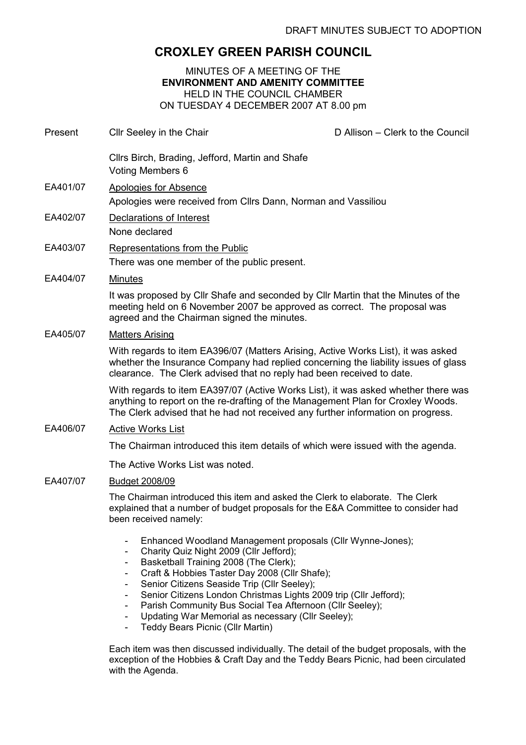DRAFT MINUTES SUBJECT TO ADOPTION

# CROXLEY GREEN PARISH COUNCIL

MINUTES OF A MEETING OF THE
**ENVIRONMENT AND AMENITY COMMITTEE**
HELD IN THE COUNCIL CHAMBER
ON TUESDAY 4 DECEMBER 2007 AT 8.00 pm

Present: Cllr Seeley in the Chair — D Allison – Clerk to the Council

Cllrs Birch, Brading, Jefford, Martin and Shafe
Voting Members 6

**EA401/07 Apologies for Absence**

Apologies were received from Cllrs Dann, Norman and Vassiliou

**EA402/07 Declarations of Interest**

None declared

**EA403/07 Representations from the Public**

There was one member of the public present.

**EA404/07 Minutes**

It was proposed by Cllr Shafe and seconded by Cllr Martin that the Minutes of the meeting held on 6 November 2007 be approved as correct. The proposal was agreed and the Chairman signed the minutes.

**EA405/07 Matters Arising**

With regards to item EA396/07 (Matters Arising, Active Works List), it was asked whether the Insurance Company had replied concerning the liability issues of glass clearance. The Clerk advised that no reply had been received to date.

With regards to item EA397/07 (Active Works List), it was asked whether there was anything to report on the re-drafting of the Management Plan for Croxley Woods. The Clerk advised that he had not received any further information on progress.

**EA406/07 Active Works List**

The Chairman introduced this item details of which were issued with the agenda.

The Active Works List was noted.

**EA407/07 Budget 2008/09**

The Chairman introduced this item and asked the Clerk to elaborate. The Clerk explained that a number of budget proposals for the E&A Committee to consider had been received namely:

- Enhanced Woodland Management proposals (Cllr Wynne-Jones);
- Charity Quiz Night 2009 (Cllr Jefford);
- Basketball Training 2008 (The Clerk);
- Craft & Hobbies Taster Day 2008 (Cllr Shafe);
- Senior Citizens Seaside Trip (Cllr Seeley);
- Senior Citizens London Christmas Lights 2009 trip (Cllr Jefford);
- Parish Community Bus Social Tea Afternoon (Cllr Seeley);
- Updating War Memorial as necessary (Cllr Seeley);
- Teddy Bears Picnic (Cllr Martin)

Each item was then discussed individually. The detail of the budget proposals, with the exception of the Hobbies & Craft Day and the Teddy Bears Picnic, had been circulated with the Agenda.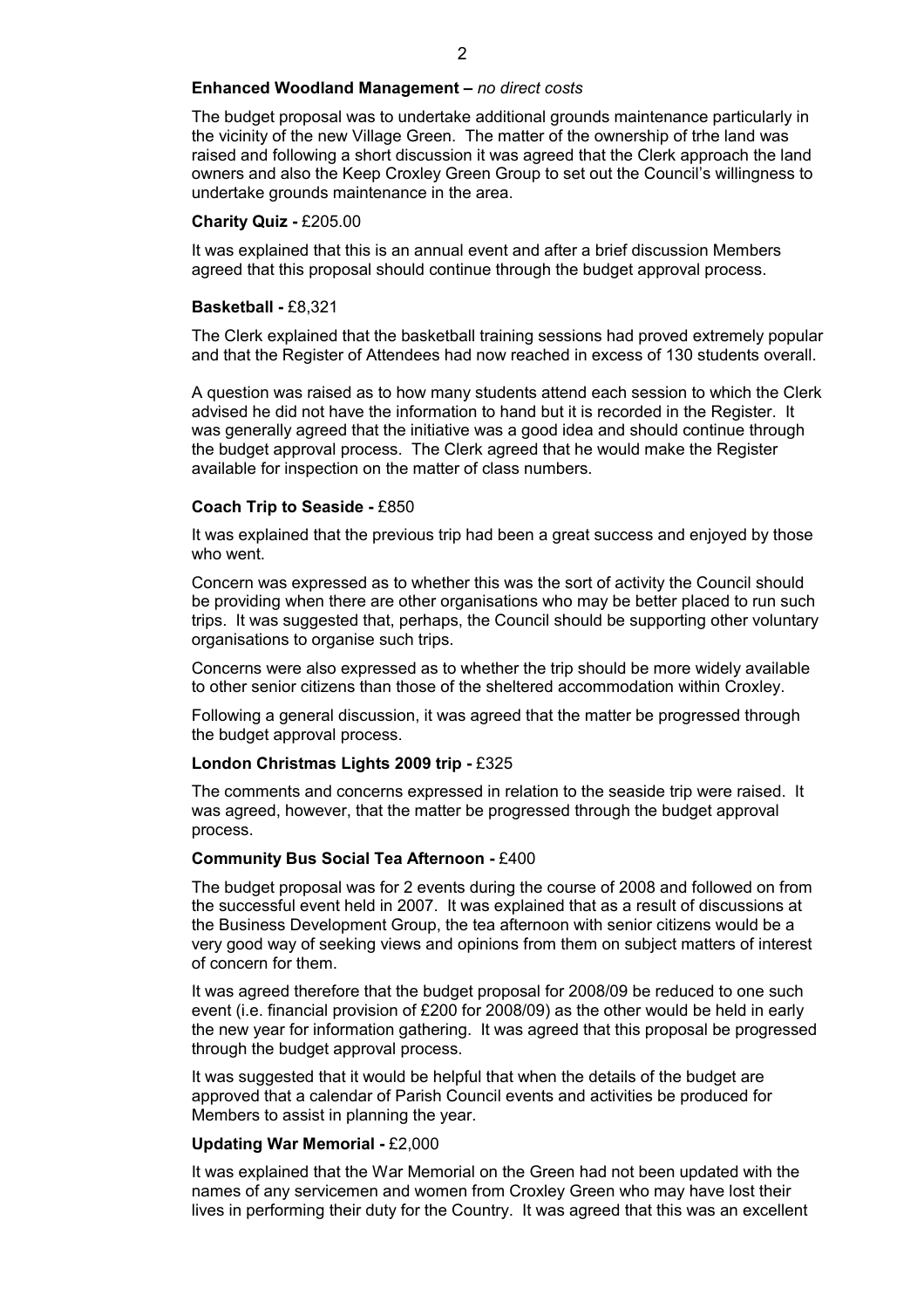**Enhanced Woodland Management –** *no direct costs*

The budget proposal was to undertake additional grounds maintenance particularly in the vicinity of the new Village Green. The matter of the ownership of trhe land was raised and following a short discussion it was agreed that the Clerk approach the land owners and also the Keep Croxley Green Group to set out the Council's willingness to undertake grounds maintenance in the area.

**Charity Quiz -** £205.00

It was explained that this is an annual event and after a brief discussion Members agreed that this proposal should continue through the budget approval process.

**Basketball -** £8,321

The Clerk explained that the basketball training sessions had proved extremely popular and that the Register of Attendees had now reached in excess of 130 students overall.

A question was raised as to how many students attend each session to which the Clerk advised he did not have the information to hand but it is recorded in the Register. It was generally agreed that the initiative was a good idea and should continue through the budget approval process. The Clerk agreed that he would make the Register available for inspection on the matter of class numbers.

**Coach Trip to Seaside -** £850

It was explained that the previous trip had been a great success and enjoyed by those who went.

Concern was expressed as to whether this was the sort of activity the Council should be providing when there are other organisations who may be better placed to run such trips. It was suggested that, perhaps, the Council should be supporting other voluntary organisations to organise such trips.

Concerns were also expressed as to whether the trip should be more widely available to other senior citizens than those of the sheltered accommodation within Croxley.

Following a general discussion, it was agreed that the matter be progressed through the budget approval process.

**London Christmas Lights 2009 trip -** £325

The comments and concerns expressed in relation to the seaside trip were raised. It was agreed, however, that the matter be progressed through the budget approval process.

**Community Bus Social Tea Afternoon -** £400

The budget proposal was for 2 events during the course of 2008 and followed on from the successful event held in 2007. It was explained that as a result of discussions at the Business Development Group, the tea afternoon with senior citizens would be a very good way of seeking views and opinions from them on subject matters of interest of concern for them.

It was agreed therefore that the budget proposal for 2008/09 be reduced to one such event (i.e. financial provision of £200 for 2008/09) as the other would be held in early the new year for information gathering. It was agreed that this proposal be progressed through the budget approval process.

It was suggested that it would be helpful that when the details of the budget are approved that a calendar of Parish Council events and activities be produced for Members to assist in planning the year.

**Updating War Memorial -** £2,000

It was explained that the War Memorial on the Green had not been updated with the names of any servicemen and women from Croxley Green who may have lost their lives in performing their duty for the Country. It was agreed that this was an excellent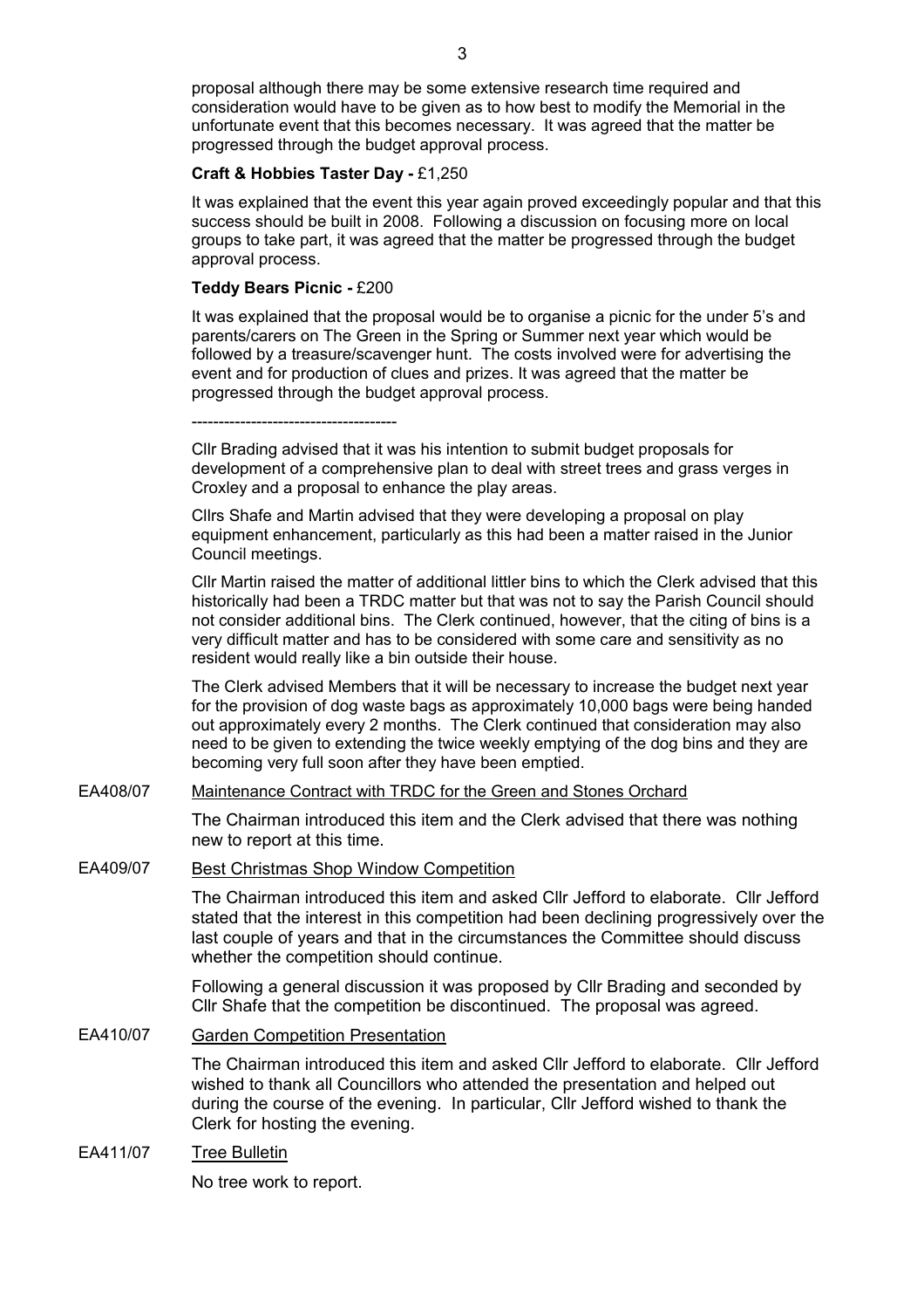proposal although there may be some extensive research time required and consideration would have to be given as to how best to modify the Memorial in the unfortunate event that this becomes necessary. It was agreed that the matter be progressed through the budget approval process.

**Craft & Hobbies Taster Day -** £1,250

It was explained that the event this year again proved exceedingly popular and that this success should be built in 2008. Following a discussion on focusing more on local groups to take part, it was agreed that the matter be progressed through the budget approval process.

**Teddy Bears Picnic -** £200

It was explained that the proposal would be to organise a picnic for the under 5's and parents/carers on The Green in the Spring or Summer next year which would be followed by a treasure/scavenger hunt. The costs involved were for advertising the event and for production of clues and prizes. It was agreed that the matter be progressed through the budget approval process.

--------------------------------------

Cllr Brading advised that it was his intention to submit budget proposals for development of a comprehensive plan to deal with street trees and grass verges in Croxley and a proposal to enhance the play areas.

Cllrs Shafe and Martin advised that they were developing a proposal on play equipment enhancement, particularly as this had been a matter raised in the Junior Council meetings.

Cllr Martin raised the matter of additional littler bins to which the Clerk advised that this historically had been a TRDC matter but that was not to say the Parish Council should not consider additional bins. The Clerk continued, however, that the citing of bins is a very difficult matter and has to be considered with some care and sensitivity as no resident would really like a bin outside their house.

The Clerk advised Members that it will be necessary to increase the budget next year for the provision of dog waste bags as approximately 10,000 bags were being handed out approximately every 2 months. The Clerk continued that consideration may also need to be given to extending the twice weekly emptying of the dog bins and they are becoming very full soon after they have been emptied.

EA408/07 Maintenance Contract with TRDC for the Green and Stones Orchard

The Chairman introduced this item and the Clerk advised that there was nothing new to report at this time.

EA409/07 Best Christmas Shop Window Competition

The Chairman introduced this item and asked Cllr Jefford to elaborate. Cllr Jefford stated that the interest in this competition had been declining progressively over the last couple of years and that in the circumstances the Committee should discuss whether the competition should continue.

Following a general discussion it was proposed by Cllr Brading and seconded by Cllr Shafe that the competition be discontinued. The proposal was agreed.

EA410/07 Garden Competition Presentation

The Chairman introduced this item and asked Cllr Jefford to elaborate. Cllr Jefford wished to thank all Councillors who attended the presentation and helped out during the course of the evening. In particular, Cllr Jefford wished to thank the Clerk for hosting the evening.

EA411/07 Tree Bulletin

No tree work to report.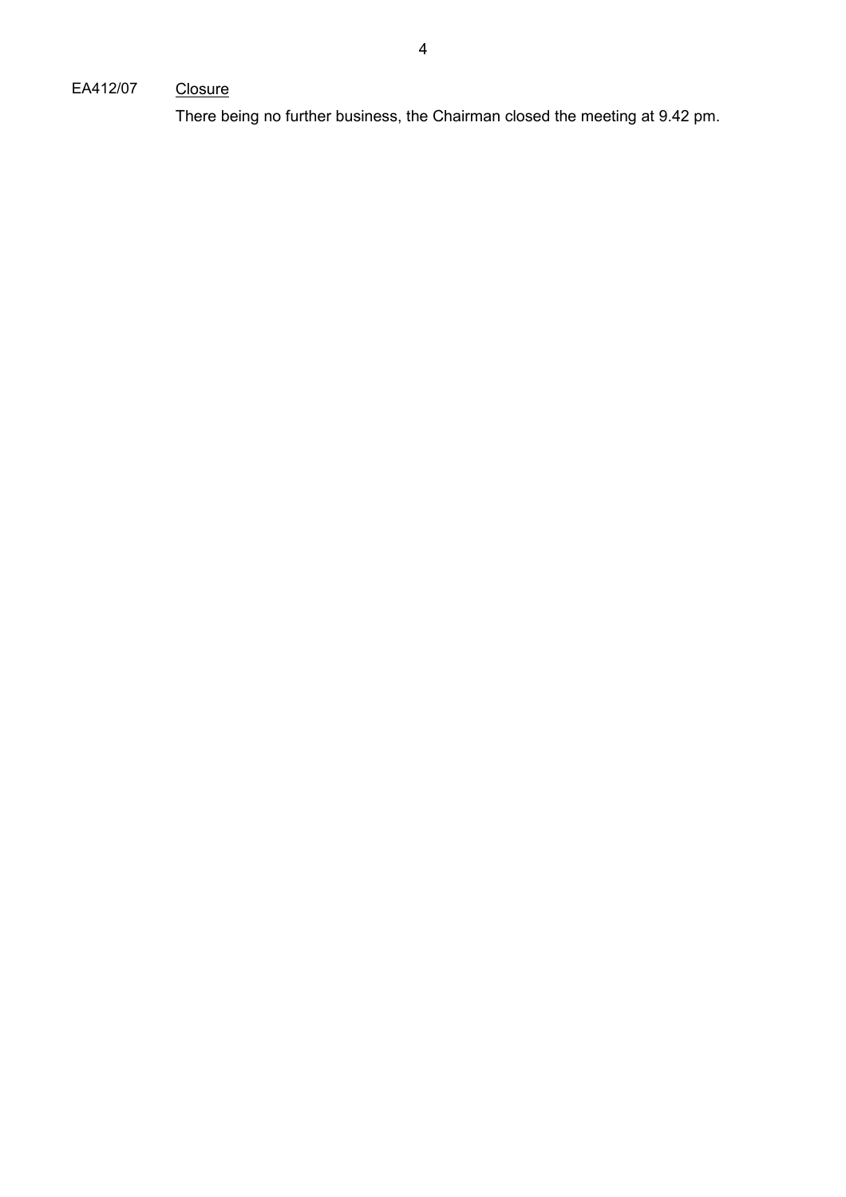EA412/07 Closure

There being no further business, the Chairman closed the meeting at 9.42 pm.